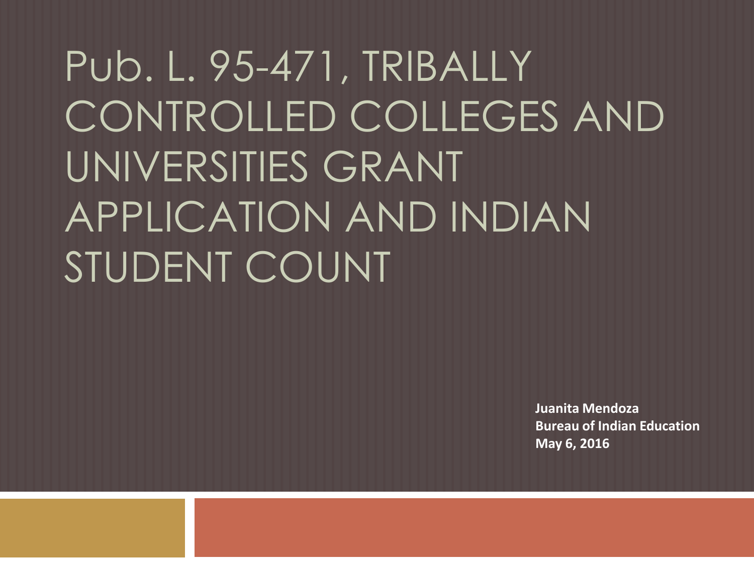# Pub. L. 95-471, TRIBALLY CONTROLLED COLLEGES AND UNIVERSITIES GRANT APPLICATION AND INDIAN STUDENT COUNT

**Juanita Mendoza**
**Bureau of Indian Education**
**May 6, 2016**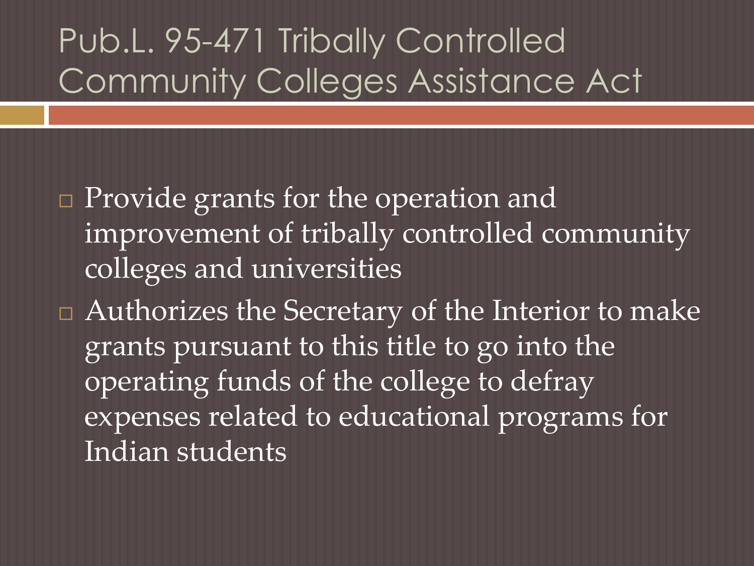# Pub.L. 95-471 Tribally Controlled Community Colleges Assistance Act

- Provide grants for the operation and improvement of tribally controlled community colleges and universities
- Authorizes the Secretary of the Interior to make grants pursuant to this title to go into the operating funds of the college to defray expenses related to educational programs for Indian students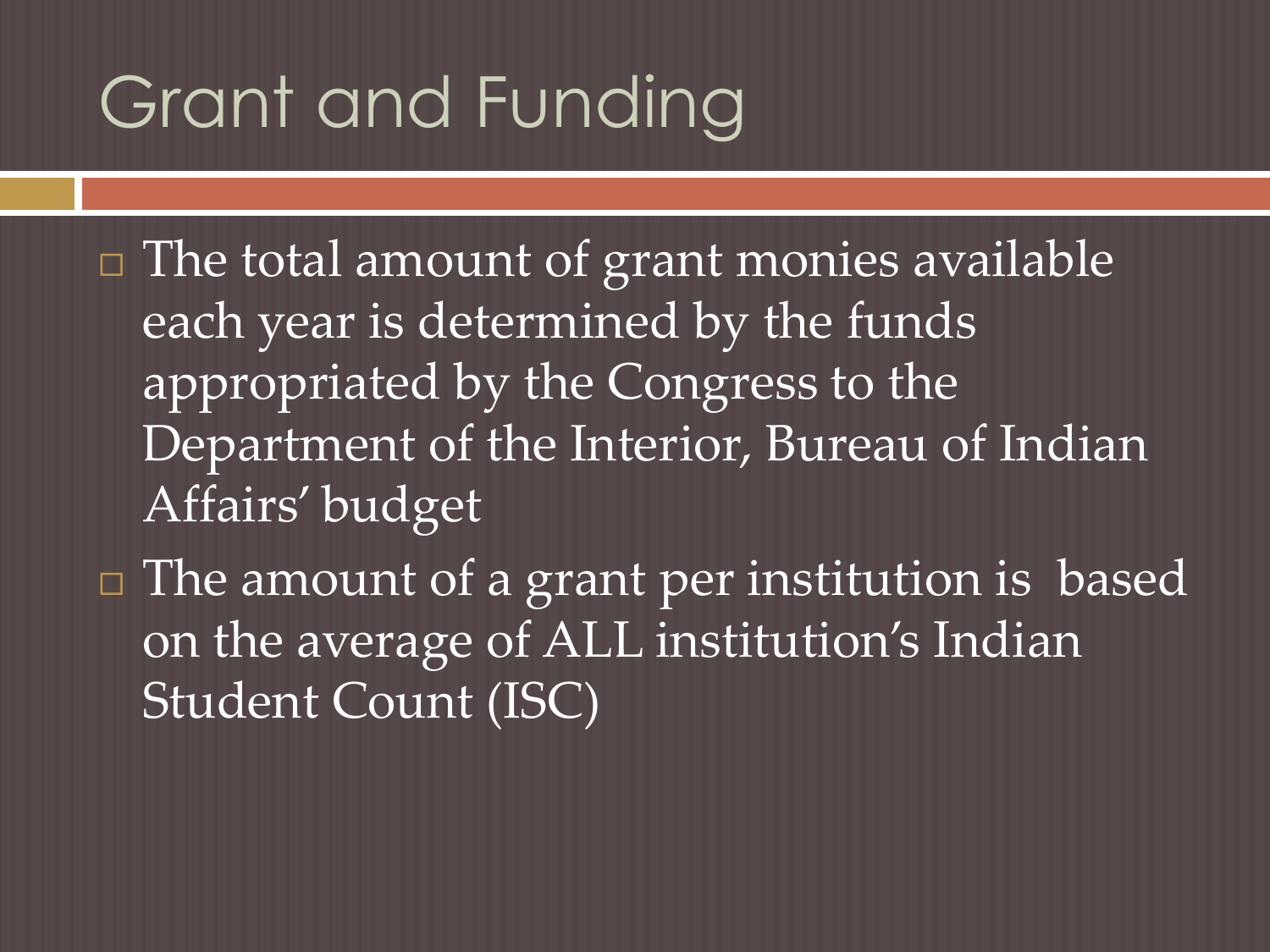# Grant and Funding

- The total amount of grant monies available each year is determined by the funds appropriated by the Congress to the Department of the Interior, Bureau of Indian Affairs' budget
- The amount of a grant per institution is based on the average of ALL institution's Indian Student Count (ISC)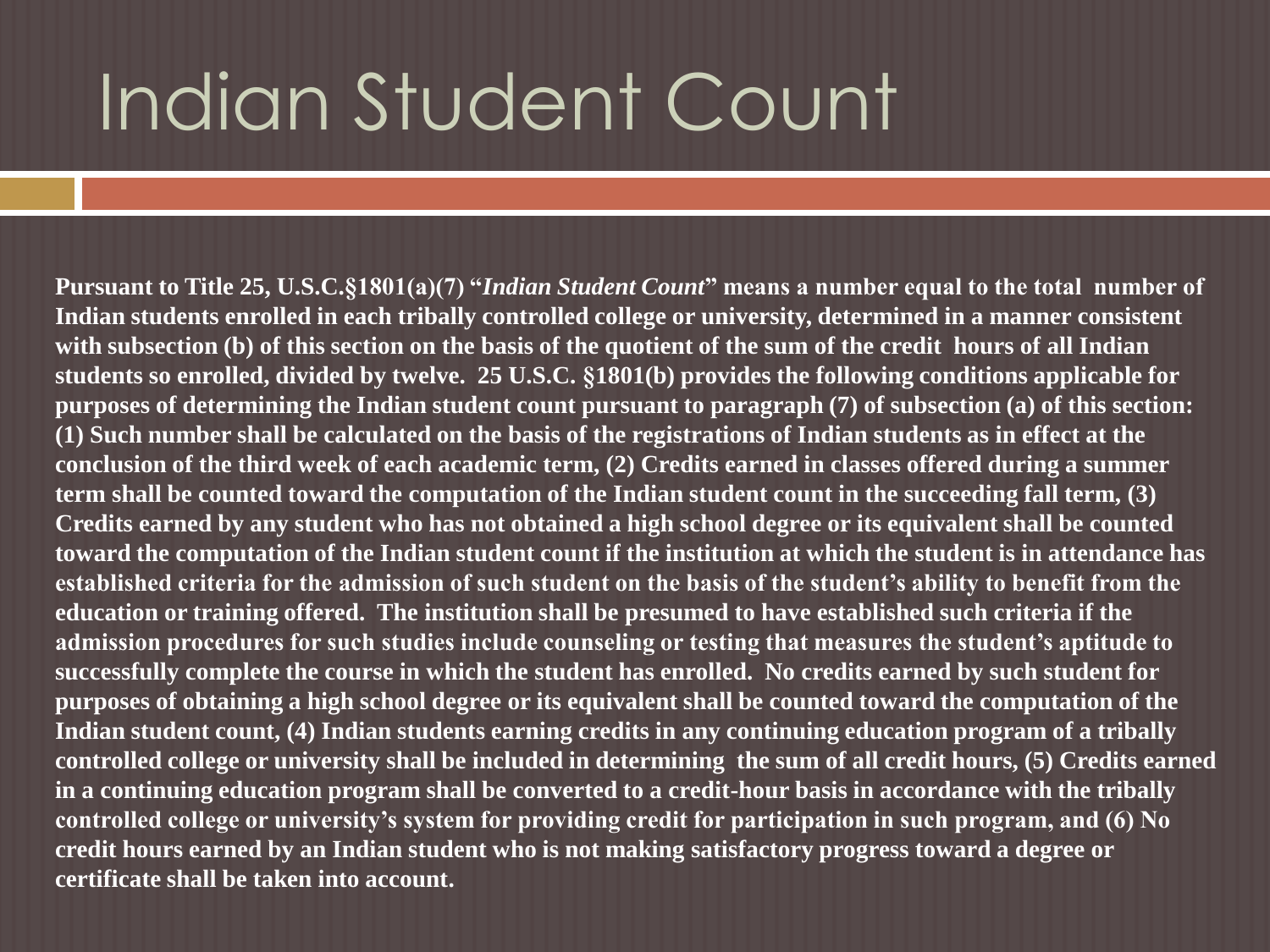# Indian Student Count

**Pursuant to Title 25, U.S.C.§1801(a)(7) "*Indian Student Count*" means a number equal to the total number of Indian students enrolled in each tribally controlled college or university, determined in a manner consistent with subsection (b) of this section on the basis of the quotient of the sum of the credit hours of all Indian students so enrolled, divided by twelve. 25 U.S.C. §1801(b) provides the following conditions applicable for purposes of determining the Indian student count pursuant to paragraph (7) of subsection (a) of this section: (1) Such number shall be calculated on the basis of the registrations of Indian students as in effect at the conclusion of the third week of each academic term, (2) Credits earned in classes offered during a summer term shall be counted toward the computation of the Indian student count in the succeeding fall term, (3) Credits earned by any student who has not obtained a high school degree or its equivalent shall be counted toward the computation of the Indian student count if the institution at which the student is in attendance has established criteria for the admission of such student on the basis of the student's ability to benefit from the education or training offered. The institution shall be presumed to have established such criteria if the admission procedures for such studies include counseling or testing that measures the student's aptitude to successfully complete the course in which the student has enrolled. No credits earned by such student for purposes of obtaining a high school degree or its equivalent shall be counted toward the computation of the Indian student count, (4) Indian students earning credits in any continuing education program of a tribally controlled college or university shall be included in determining the sum of all credit hours, (5) Credits earned in a continuing education program shall be converted to a credit-hour basis in accordance with the tribally controlled college or university's system for providing credit for participation in such program, and (6) No credit hours earned by an Indian student who is not making satisfactory progress toward a degree or certificate shall be taken into account.**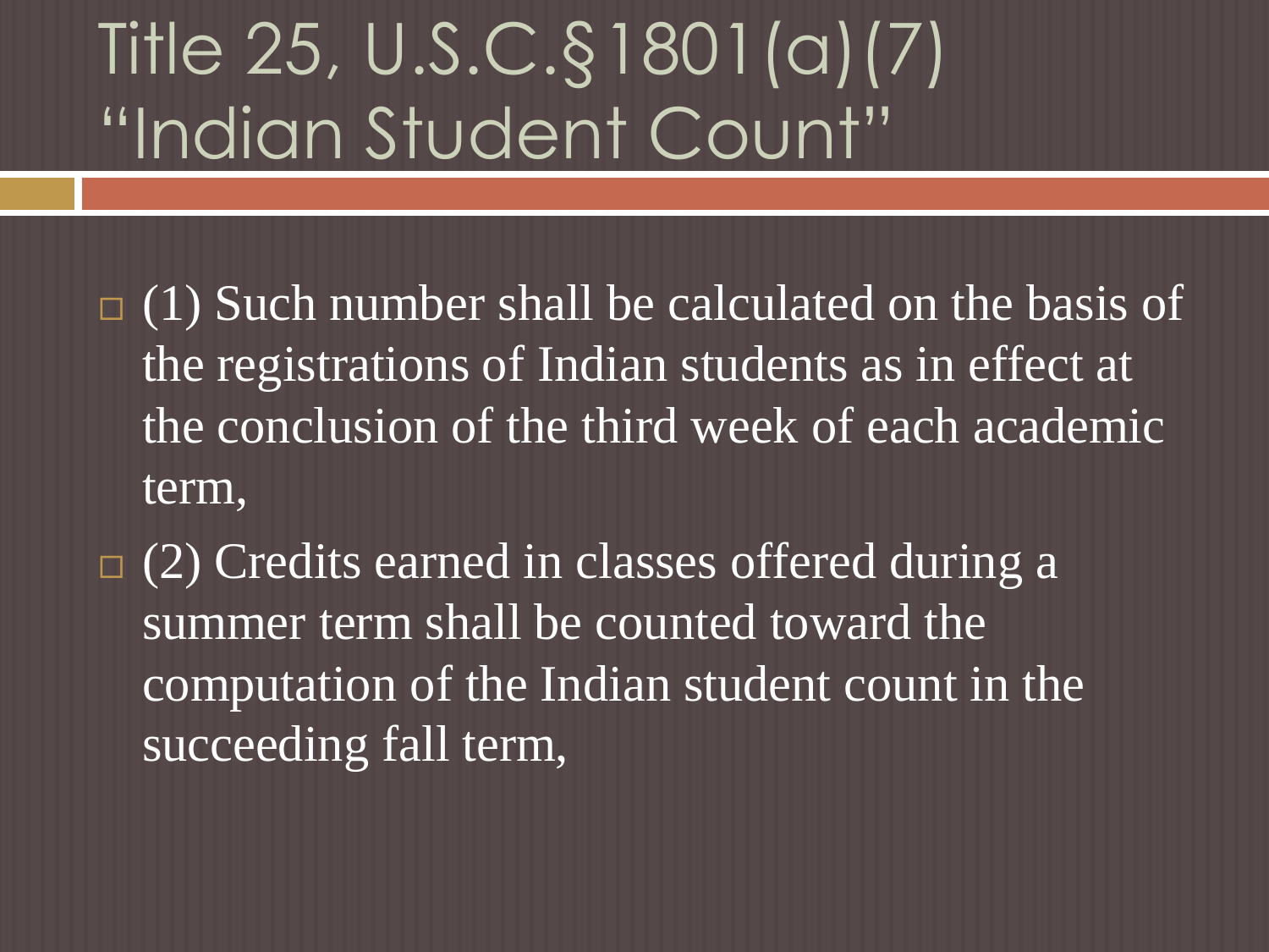# Title 25, U.S.C.§1801(a)(7) "Indian Student Count"

- (1) Such number shall be calculated on the basis of the registrations of Indian students as in effect at the conclusion of the third week of each academic term,
- (2) Credits earned in classes offered during a summer term shall be counted toward the computation of the Indian student count in the succeeding fall term,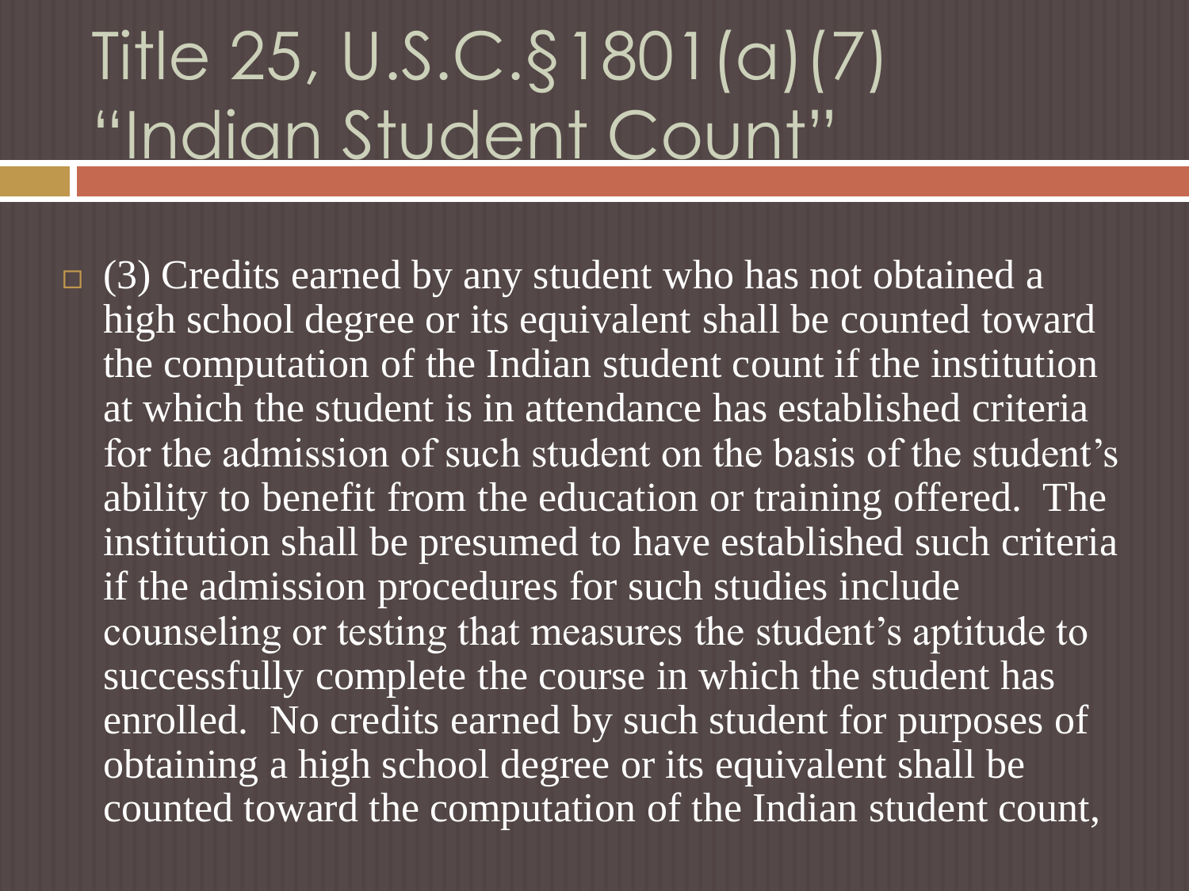# Title 25, U.S.C.§1801(a)(7) "Indian Student Count"

- (3) Credits earned by any student who has not obtained a high school degree or its equivalent shall be counted toward the computation of the Indian student count if the institution at which the student is in attendance has established criteria for the admission of such student on the basis of the student's ability to benefit from the education or training offered. The institution shall be presumed to have established such criteria if the admission procedures for such studies include counseling or testing that measures the student's aptitude to successfully complete the course in which the student has enrolled. No credits earned by such student for purposes of obtaining a high school degree or its equivalent shall be counted toward the computation of the Indian student count,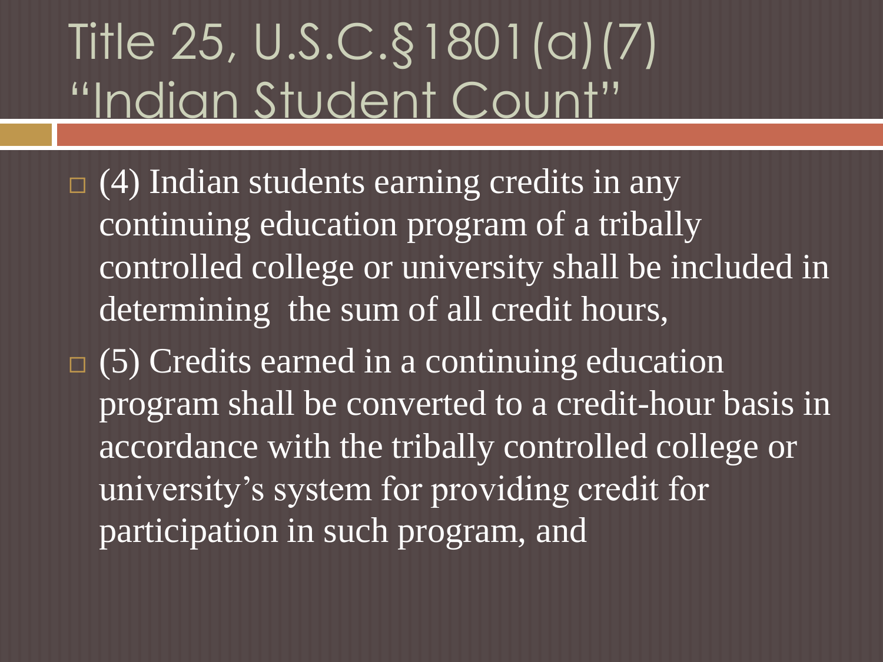# Title 25, U.S.C.§1801(a)(7) "Indian Student Count"

- (4) Indian students earning credits in any continuing education program of a tribally controlled college or university shall be included in determining the sum of all credit hours,
- (5) Credits earned in a continuing education program shall be converted to a credit-hour basis in accordance with the tribally controlled college or university's system for providing credit for participation in such program, and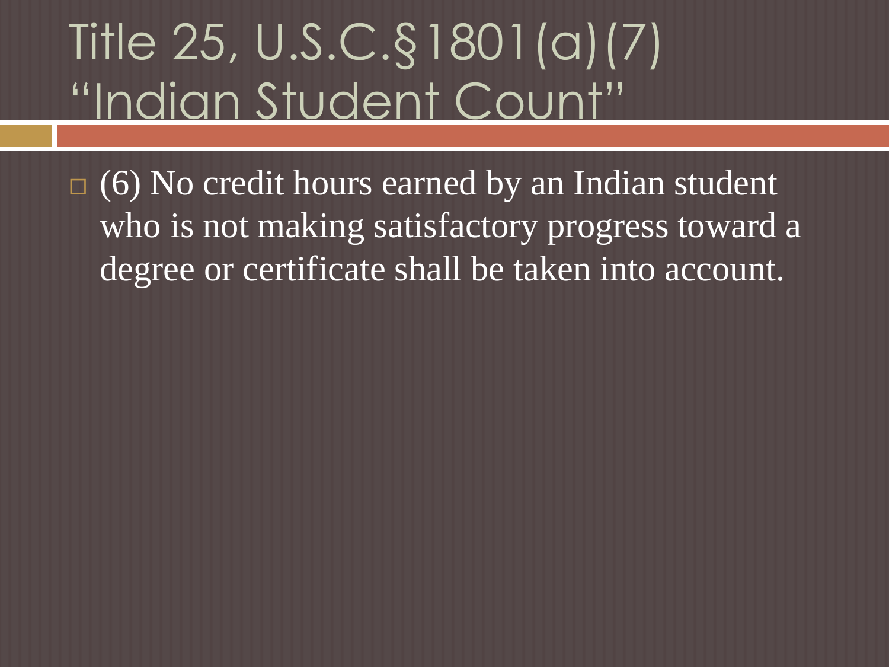# Title 25, U.S.C.§1801(a)(7) "Indian Student Count"

- (6) No credit hours earned by an Indian student who is not making satisfactory progress toward a degree or certificate shall be taken into account.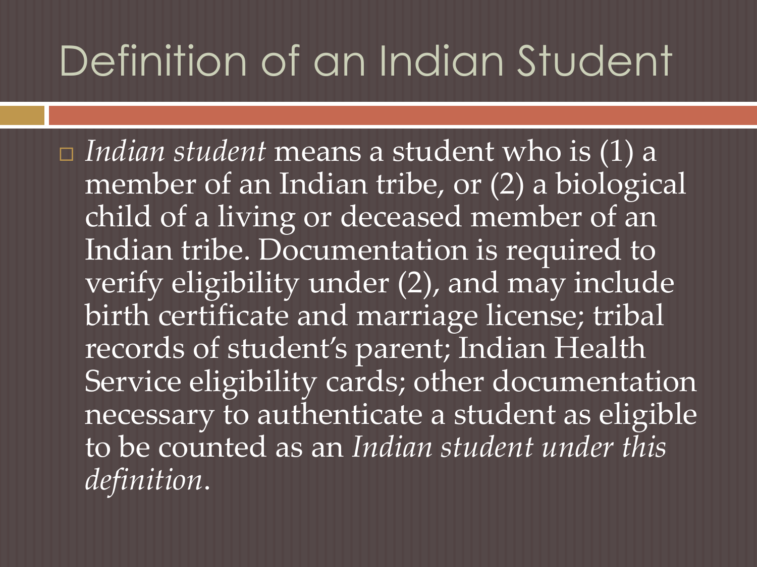# Definition of an Indian Student

- *Indian student* means a student who is (1) a member of an Indian tribe, or (2) a biological child of a living or deceased member of an Indian tribe. Documentation is required to verify eligibility under (2), and may include birth certificate and marriage license; tribal records of student's parent; Indian Health Service eligibility cards; other documentation necessary to authenticate a student as eligible to be counted as an *Indian student under this definition*.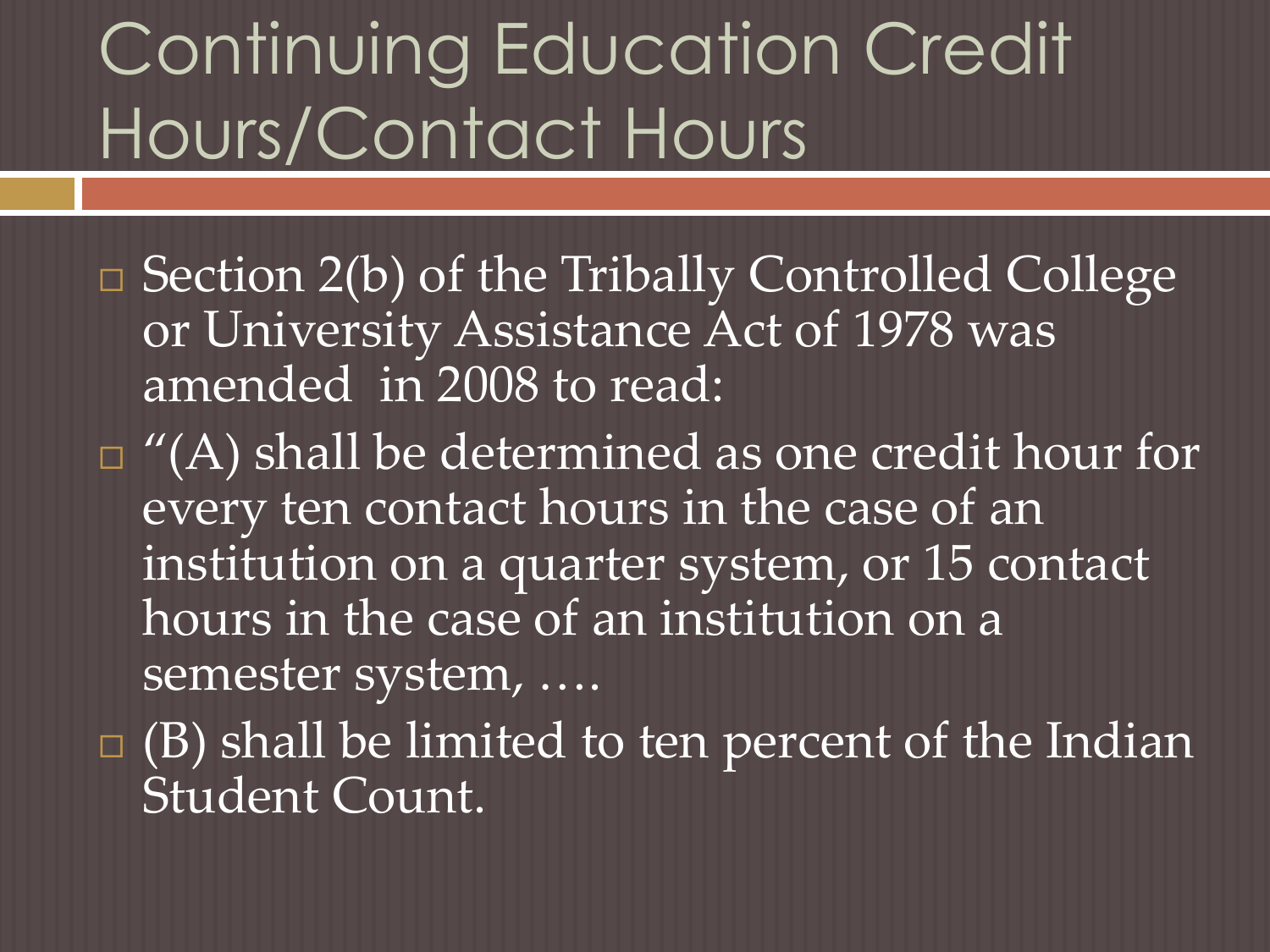# Continuing Education Credit Hours/Contact Hours

- Section 2(b) of the Tribally Controlled College or University Assistance Act of 1978 was amended in 2008 to read:
- "(A) shall be determined as one credit hour for every ten contact hours in the case of an institution on a quarter system, or 15 contact hours in the case of an institution on a semester system, ….
- (B) shall be limited to ten percent of the Indian Student Count.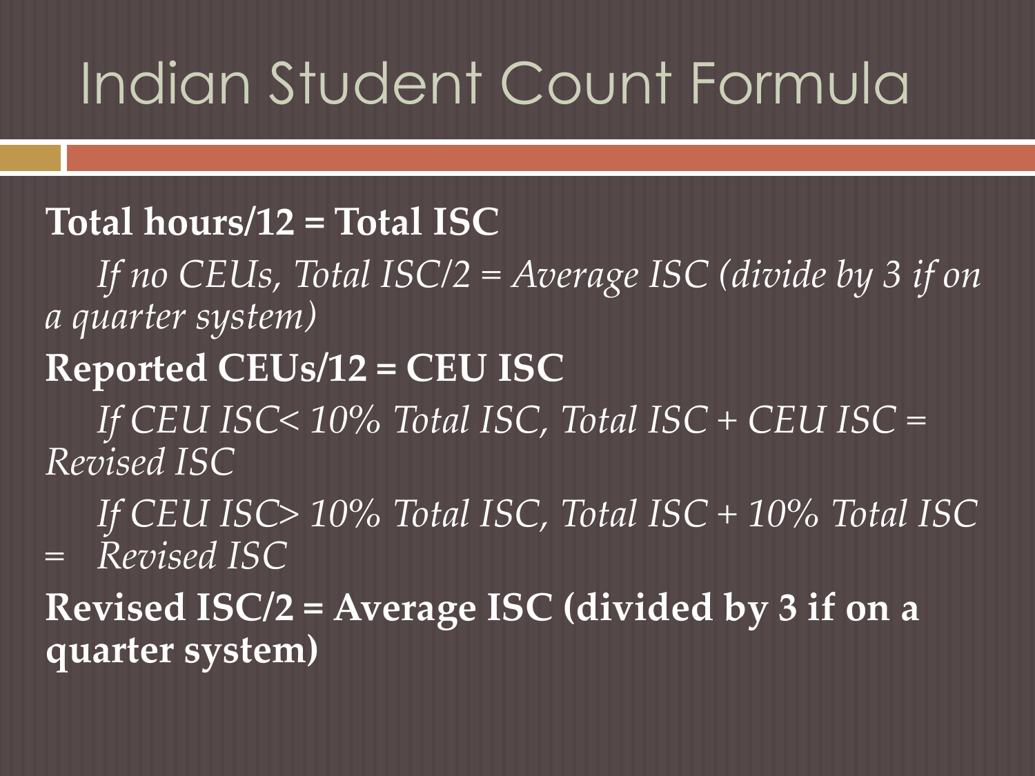# Indian Student Count Formula

**Total hours/12 = Total ISC**

*If no CEUs, Total ISC/2 = Average ISC (divide by 3 if on a quarter system)*

**Reported CEUs/12 = CEU ISC**

*If CEU ISC< 10% Total ISC, Total ISC + CEU ISC = Revised ISC*

*If CEU ISC> 10% Total ISC, Total ISC + 10% Total ISC = Revised ISC*

**Revised ISC/2 = Average ISC (divided by 3 if on a quarter system)**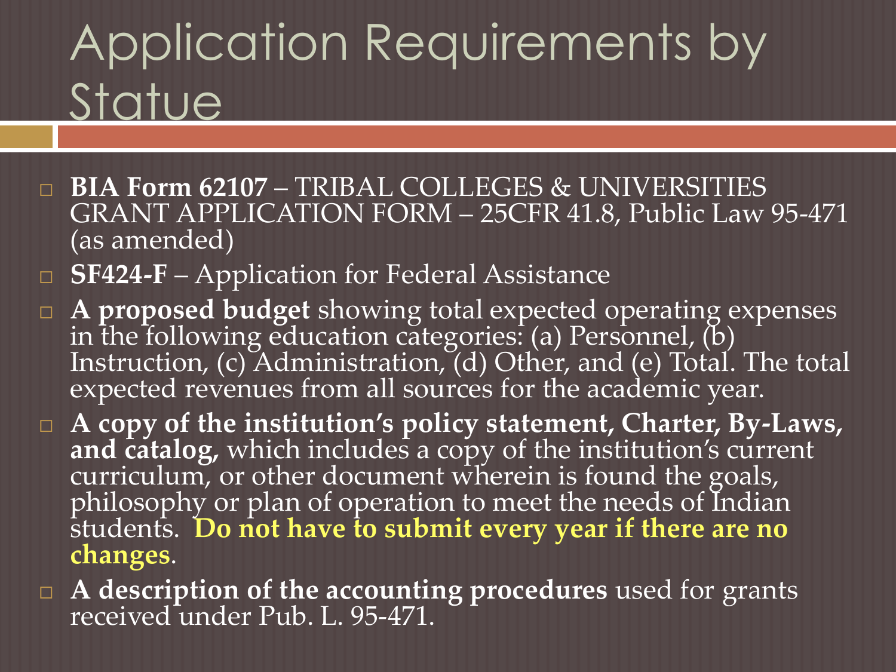# Application Requirements by Statue

- **BIA Form 62107** – TRIBAL COLLEGES & UNIVERSITIES GRANT APPLICATION FORM – 25CFR 41.8, Public Law 95-471 (as amended)
- **SF424-F** – Application for Federal Assistance
- **A proposed budget** showing total expected operating expenses in the following education categories: (a) Personnel, (b) Instruction, (c) Administration, (d) Other, and (e) Total. The total expected revenues from all sources for the academic year.
- **A copy of the institution's policy statement, Charter, By-Laws, and catalog,** which includes a copy of the institution's current curriculum, or other document wherein is found the goals, philosophy or plan of operation to meet the needs of Indian students. **Do not have to submit every year if there are no changes**.
- **A description of the accounting procedures** used for grants received under Pub. L. 95-471.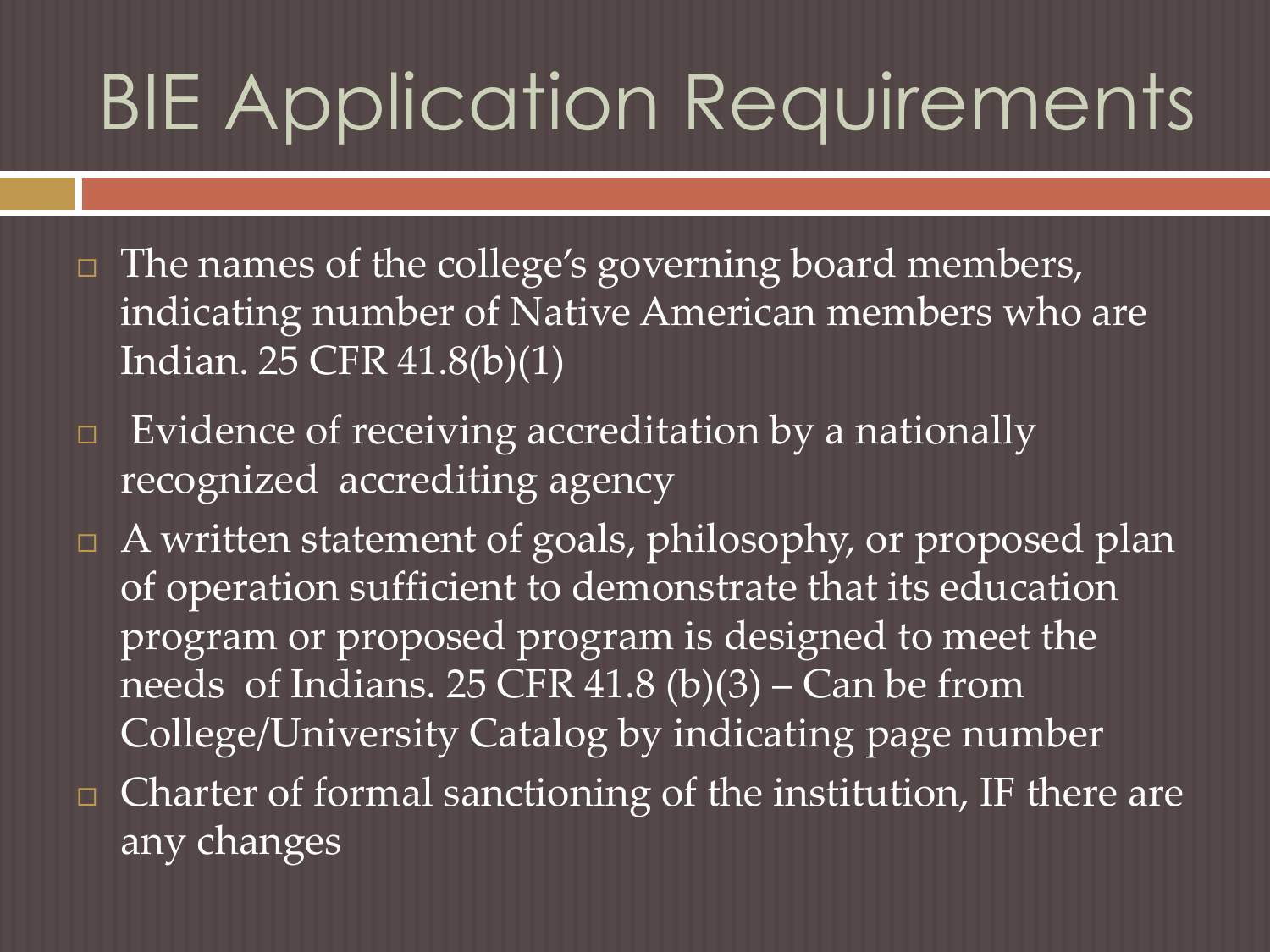# BIE Application Requirements

- The names of the college's governing board members, indicating number of Native American members who are Indian. 25 CFR 41.8(b)(1)
- Evidence of receiving accreditation by a nationally recognized accrediting agency
- A written statement of goals, philosophy, or proposed plan of operation sufficient to demonstrate that its education program or proposed program is designed to meet the needs of Indians. 25 CFR 41.8 (b)(3) – Can be from College/University Catalog by indicating page number
- Charter of formal sanctioning of the institution, IF there are any changes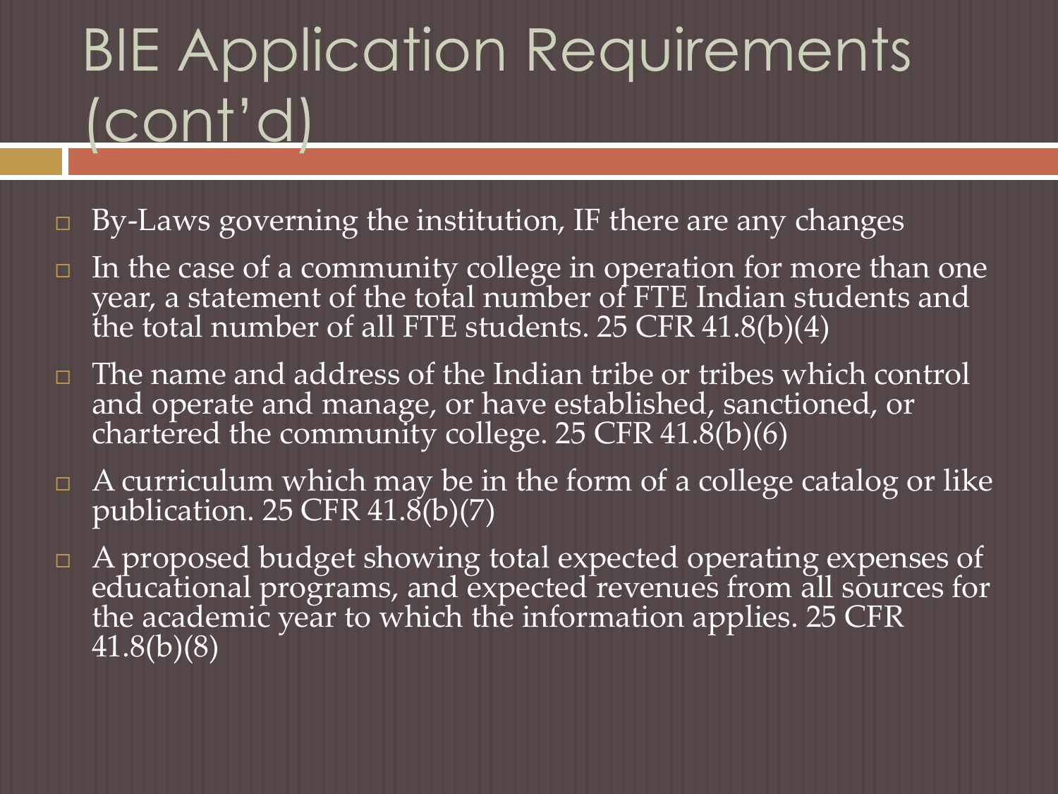# BIE Application Requirements (cont'd)

- By-Laws governing the institution, IF there are any changes
- In the case of a community college in operation for more than one year, a statement of the total number of FTE Indian students and the total number of all FTE students. 25 CFR 41.8(b)(4)
- The name and address of the Indian tribe or tribes which control and operate and manage, or have established, sanctioned, or chartered the community college. 25 CFR 41.8(b)(6)
- A curriculum which may be in the form of a college catalog or like publication. 25 CFR 41.8(b)(7)
- A proposed budget showing total expected operating expenses of educational programs, and expected revenues from all sources for the academic year to which the information applies. 25 CFR 41.8(b)(8)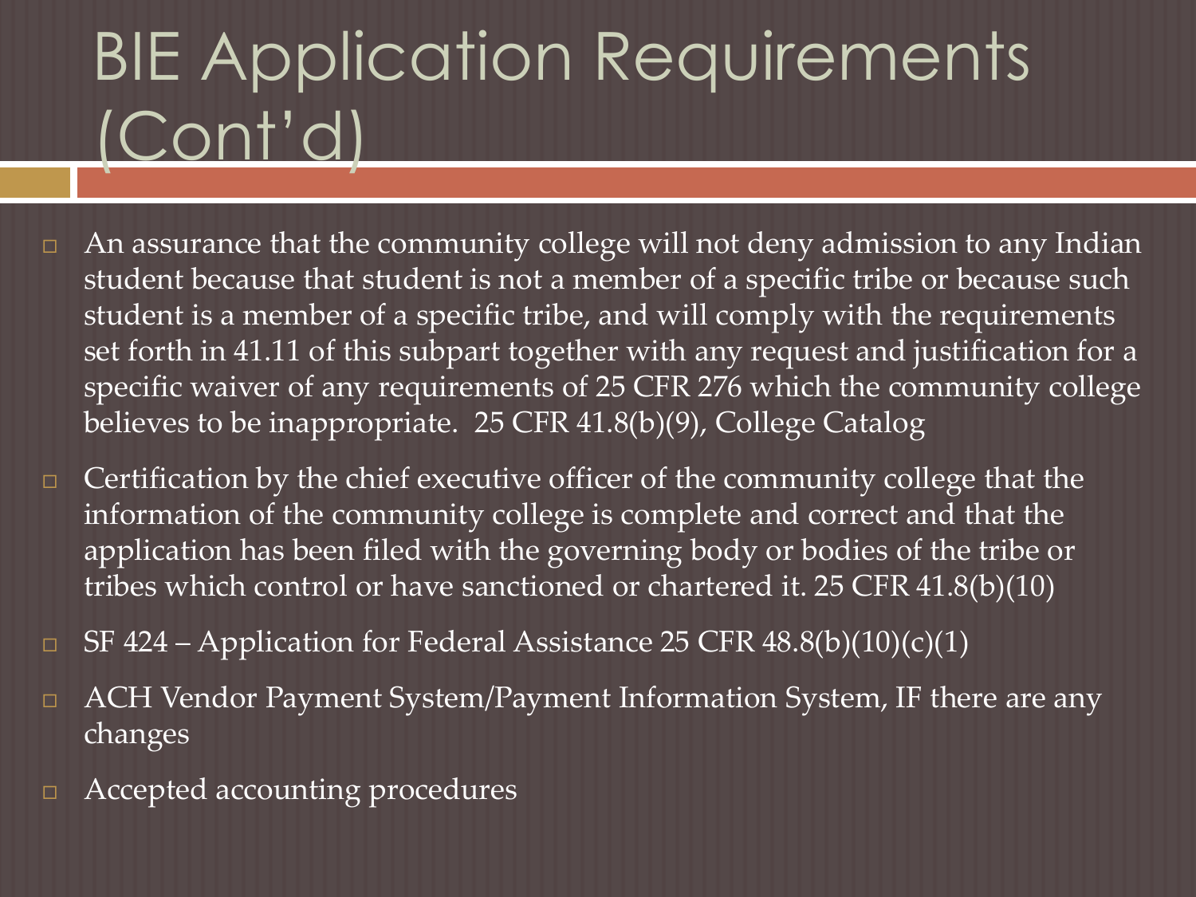# BIE Application Requirements (Cont'd)

- An assurance that the community college will not deny admission to any Indian student because that student is not a member of a specific tribe or because such student is a member of a specific tribe, and will comply with the requirements set forth in 41.11 of this subpart together with any request and justification for a specific waiver of any requirements of 25 CFR 276 which the community college believes to be inappropriate. 25 CFR 41.8(b)(9), College Catalog
- Certification by the chief executive officer of the community college that the information of the community college is complete and correct and that the application has been filed with the governing body or bodies of the tribe or tribes which control or have sanctioned or chartered it. 25 CFR 41.8(b)(10)
- SF 424 – Application for Federal Assistance 25 CFR 48.8(b)(10)(c)(1)
- ACH Vendor Payment System/Payment Information System, IF there are any changes
- Accepted accounting procedures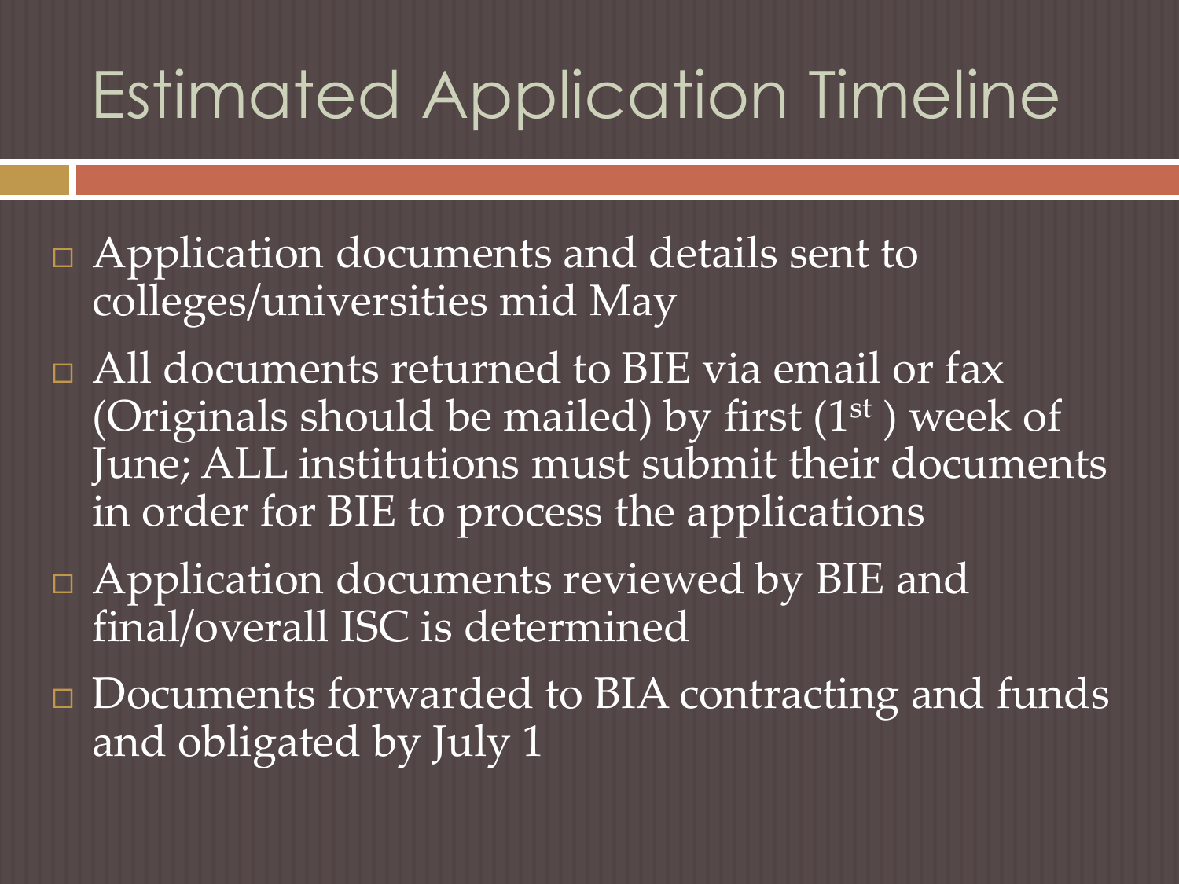# Estimated Application Timeline

- Application documents and details sent to colleges/universities mid May
- All documents returned to BIE via email or fax (Originals should be mailed) by first (1st ) week of June; ALL institutions must submit their documents in order for BIE to process the applications
- Application documents reviewed by BIE and final/overall ISC is determined
- Documents forwarded to BIA contracting and funds and obligated by July 1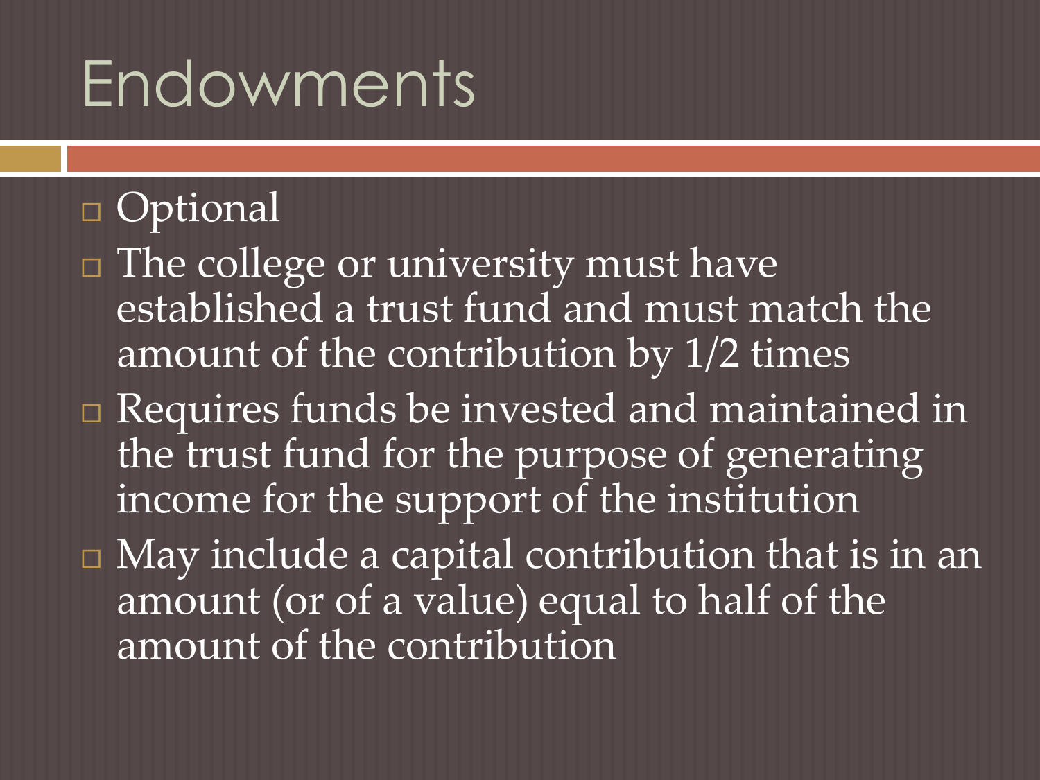# Endowments

- Optional
- The college or university must have established a trust fund and must match the amount of the contribution by 1/2 times
- Requires funds be invested and maintained in the trust fund for the purpose of generating income for the support of the institution
- May include a capital contribution that is in an amount (or of a value) equal to half of the amount of the contribution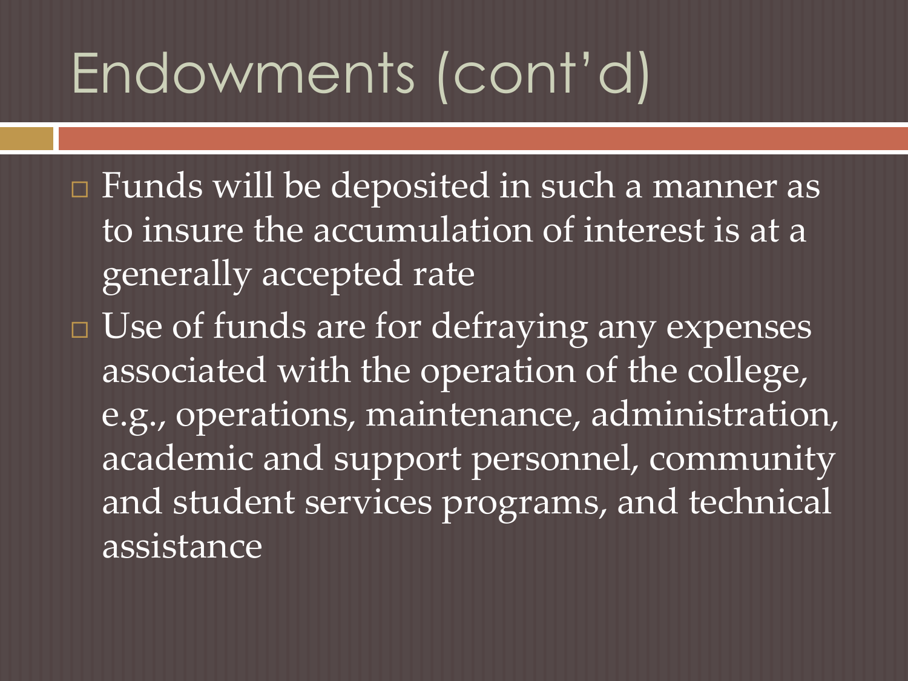# Endowments (cont'd)

- Funds will be deposited in such a manner as to insure the accumulation of interest is at a generally accepted rate
- Use of funds are for defraying any expenses associated with the operation of the college, e.g., operations, maintenance, administration, academic and support personnel, community and student services programs, and technical assistance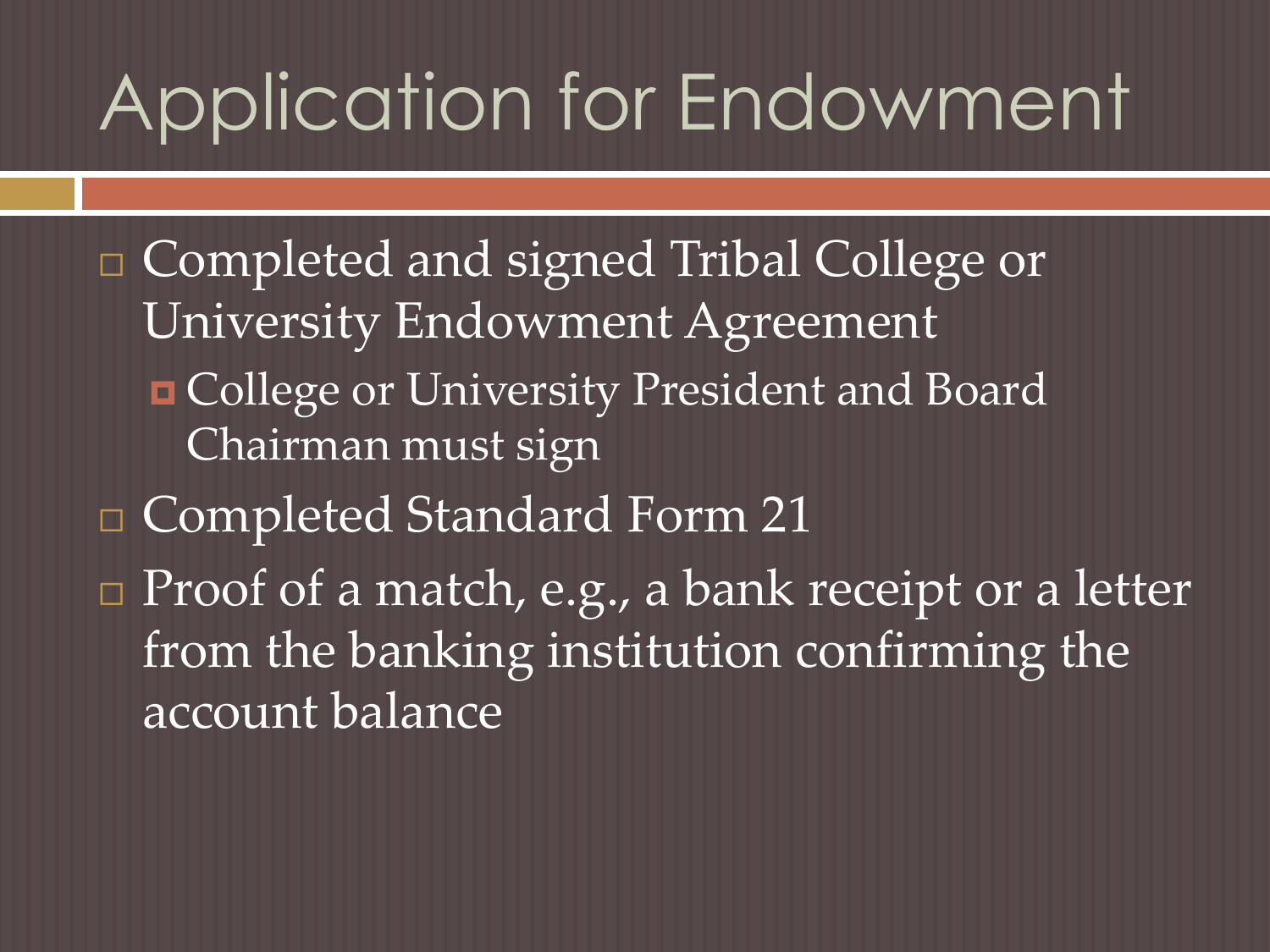# Application for Endowment

- Completed and signed Tribal College or University Endowment Agreement
  - College or University President and Board Chairman must sign
- Completed Standard Form 21
- Proof of a match, e.g., a bank receipt or a letter from the banking institution confirming the account balance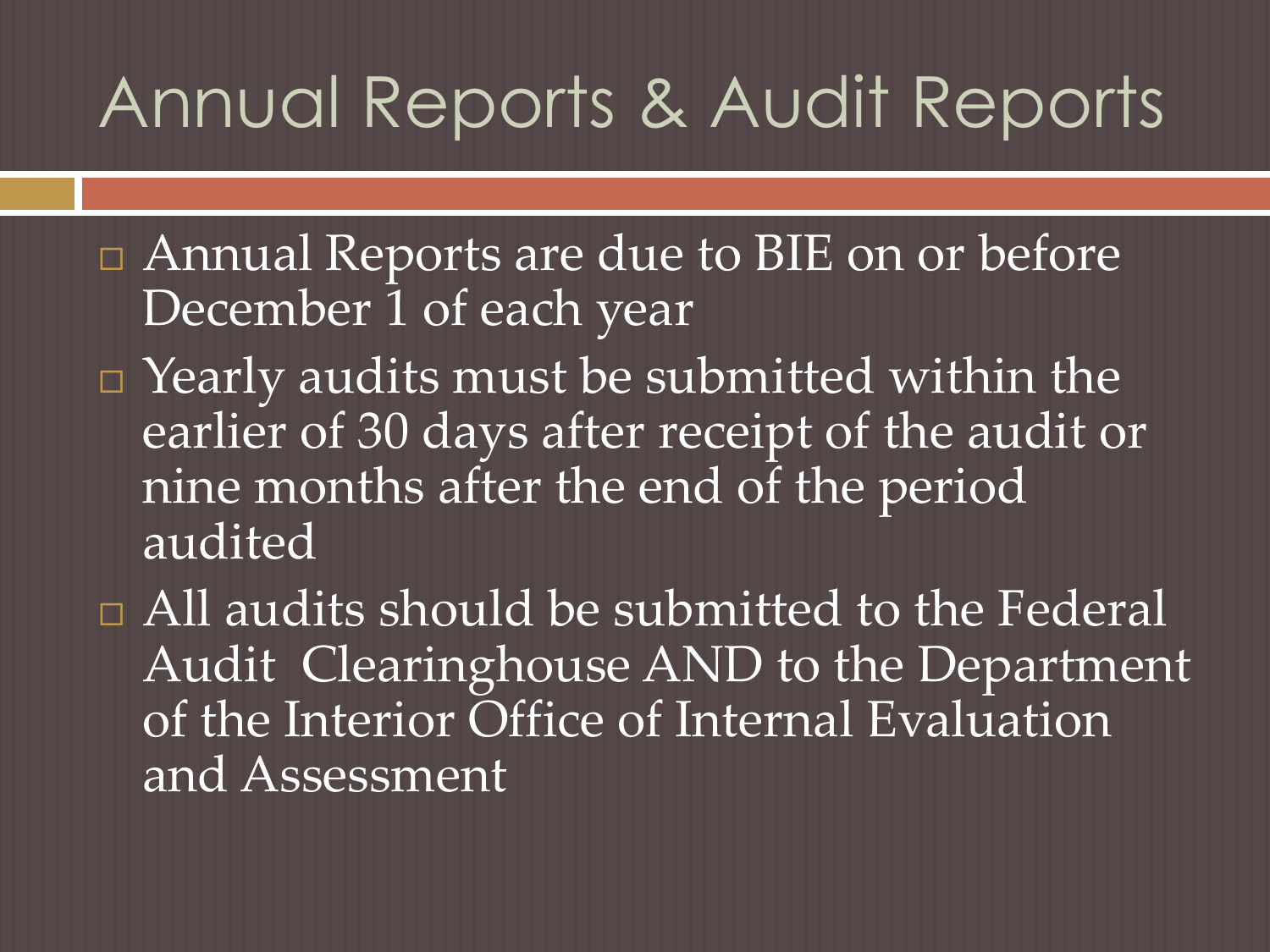# Annual Reports & Audit Reports

- Annual Reports are due to BIE on or before December 1 of each year
- Yearly audits must be submitted within the earlier of 30 days after receipt of the audit or nine months after the end of the period audited
- All audits should be submitted to the Federal Audit Clearinghouse AND to the Department of the Interior Office of Internal Evaluation and Assessment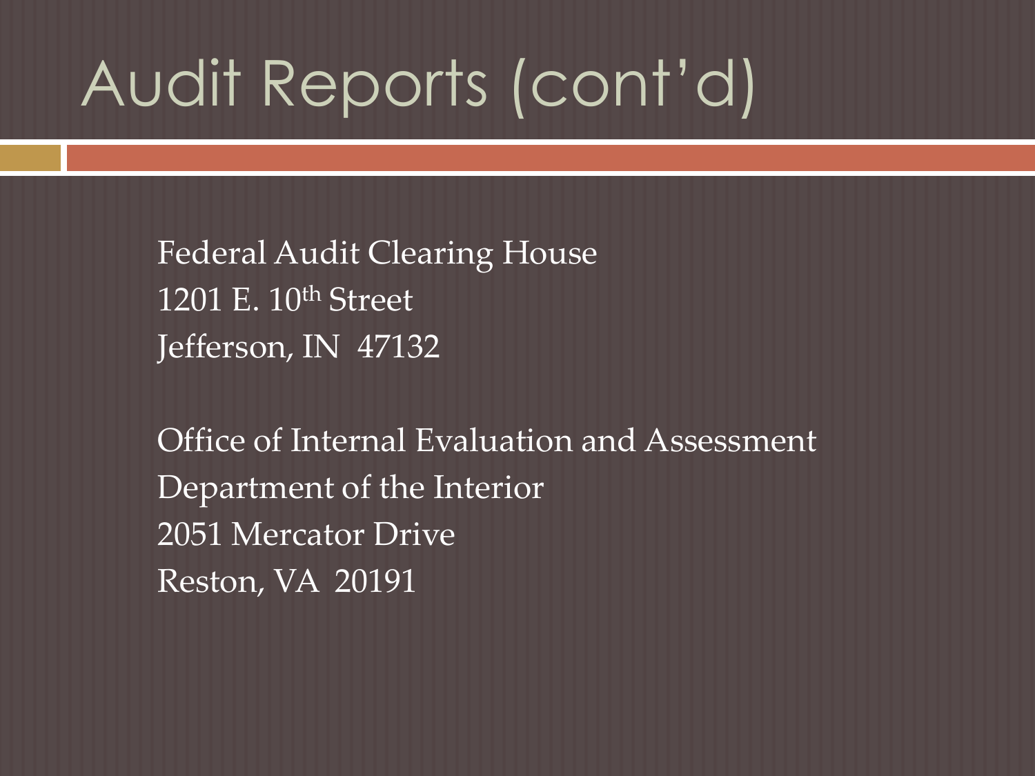# Audit Reports (cont'd)

Federal Audit Clearing House
1201 E. 10th Street
Jefferson, IN 47132

Office of Internal Evaluation and Assessment
Department of the Interior
2051 Mercator Drive
Reston, VA 20191